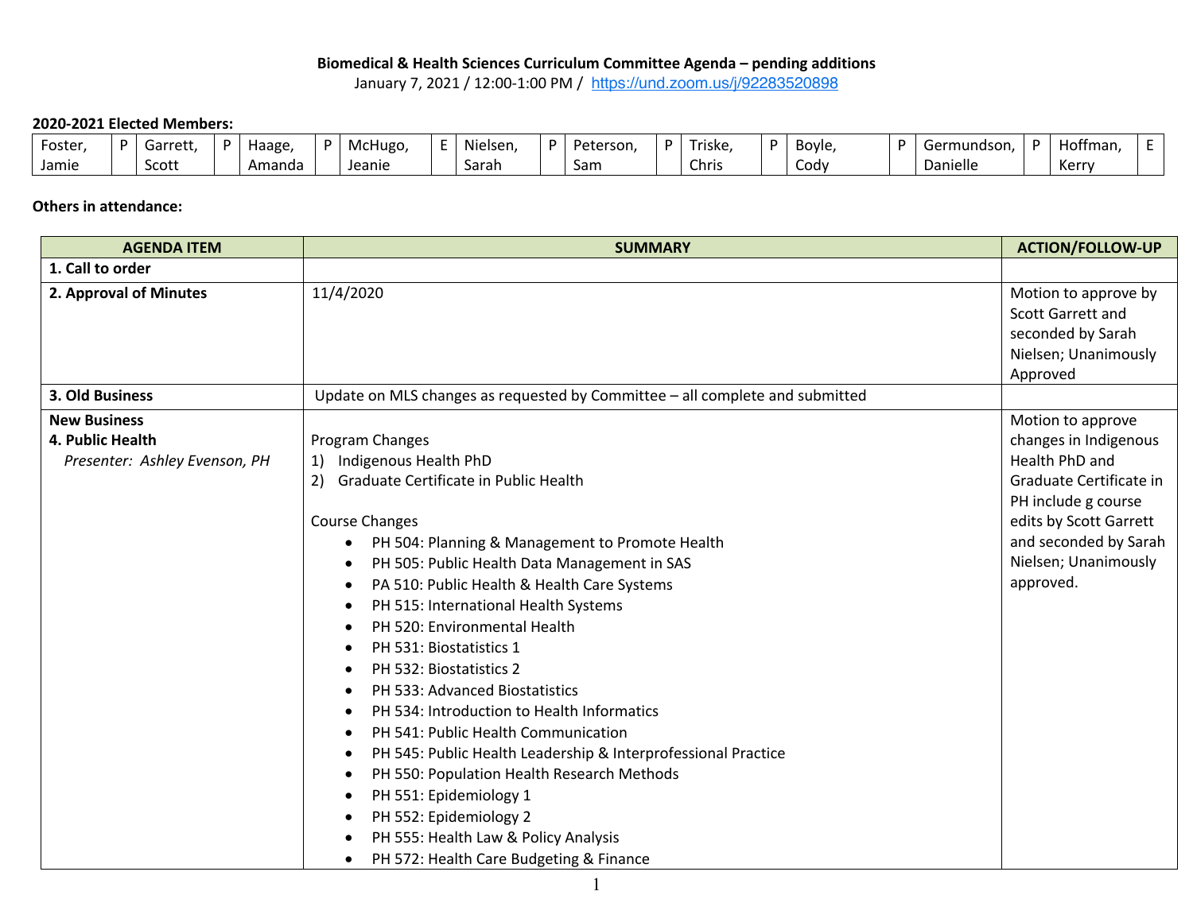**Biomedical & Health Sciences Curriculum Committee Agenda – pending additions**

January 7, 2021 / 12:00-1:00 PM / https://und.zoom.us/j/92283520898

**2020-2021 Elected Members:**

| Foster, Jamie | P | Garrett, Scott | P | Haage, Amanda | P | McHugo, Jeanie | E | Nielsen, Sarah | P | Peterson, Sam | P | Triske, Chris | P | Boyle, Cody | P | Germundson, Danielle | P | Hoffman, Kerry | E |
|---|---|---|---|---|---|---|---|---|---|---|---|---|---|---|---|---|---|---|---|

**Others in attendance:**

| AGENDA ITEM | SUMMARY | ACTION/FOLLOW-UP |
|---|---|---|
| **1. Call to order** | | |
| **2. Approval of Minutes** | 11/4/2020 | Motion to approve by Scott Garrett and seconded by Sarah Nielsen; Unanimously Approved |
| **3. Old Business** | Update on MLS changes as requested by Committee – all complete and submitted | |
| **New Business**<br>**4. Public Health**<br>*Presenter: Ashley Evenson, PH* | Program Changes<br>1) Indigenous Health PhD<br>2) Graduate Certificate in Public Health<br><br>Course Changes<br>• PH 504: Planning & Management to Promote Health<br>• PH 505: Public Health Data Management in SAS<br>• PA 510: Public Health & Health Care Systems<br>• PH 515: International Health Systems<br>• PH 520: Environmental Health<br>• PH 531: Biostatistics 1<br>• PH 532: Biostatistics 2<br>• PH 533: Advanced Biostatistics<br>• PH 534: Introduction to Health Informatics<br>• PH 541: Public Health Communication<br>• PH 545: Public Health Leadership & Interprofessional Practice<br>• PH 550: Population Health Research Methods<br>• PH 551: Epidemiology 1<br>• PH 552: Epidemiology 2<br>• PH 555: Health Law & Policy Analysis<br>• PH 572: Health Care Budgeting & Finance | Motion to approve changes in Indigenous Health PhD and Graduate Certificate in PH include g course edits by Scott Garrett and seconded by Sarah Nielsen; Unanimously approved. |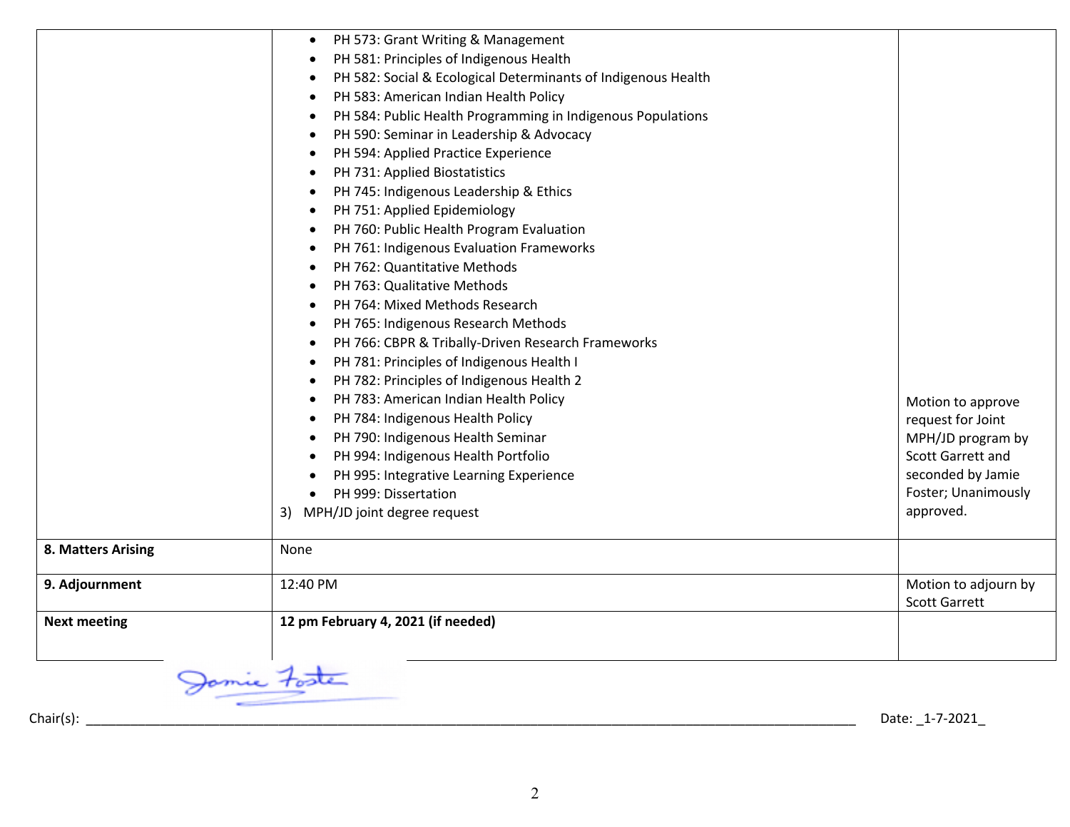| | | |
|---|---|---|
| | • PH 573: Grant Writing & Management<br>• PH 581: Principles of Indigenous Health<br>• PH 582: Social & Ecological Determinants of Indigenous Health<br>• PH 583: American Indian Health Policy<br>• PH 584: Public Health Programming in Indigenous Populations<br>• PH 590: Seminar in Leadership & Advocacy<br>• PH 594: Applied Practice Experience<br>• PH 731: Applied Biostatistics<br>• PH 745: Indigenous Leadership & Ethics<br>• PH 751: Applied Epidemiology<br>• PH 760: Public Health Program Evaluation<br>• PH 761: Indigenous Evaluation Frameworks<br>• PH 762: Quantitative Methods<br>• PH 763: Qualitative Methods<br>• PH 764: Mixed Methods Research<br>• PH 765: Indigenous Research Methods<br>• PH 766: CBPR & Tribally-Driven Research Frameworks<br>• PH 781: Principles of Indigenous Health I<br>• PH 782: Principles of Indigenous Health 2<br>• PH 783: American Indian Health Policy<br>• PH 784: Indigenous Health Policy<br>• PH 790: Indigenous Health Seminar<br>• PH 994: Indigenous Health Portfolio<br>• PH 995: Integrative Learning Experience<br>• PH 999: Dissertation<br>3) MPH/JD joint degree request | Motion to approve request for Joint MPH/JD program by Scott Garrett and seconded by Jamie Foster; Unanimously approved. |
| **8. Matters Arising** | None | |
| **9. Adjournment** | 12:40 PM | Motion to adjourn by Scott Garrett |
| **Next meeting** | **12 pm February 4, 2021 (if needed)** | |

Chair(s): Jamie Foster

Date: _1-7-2021_